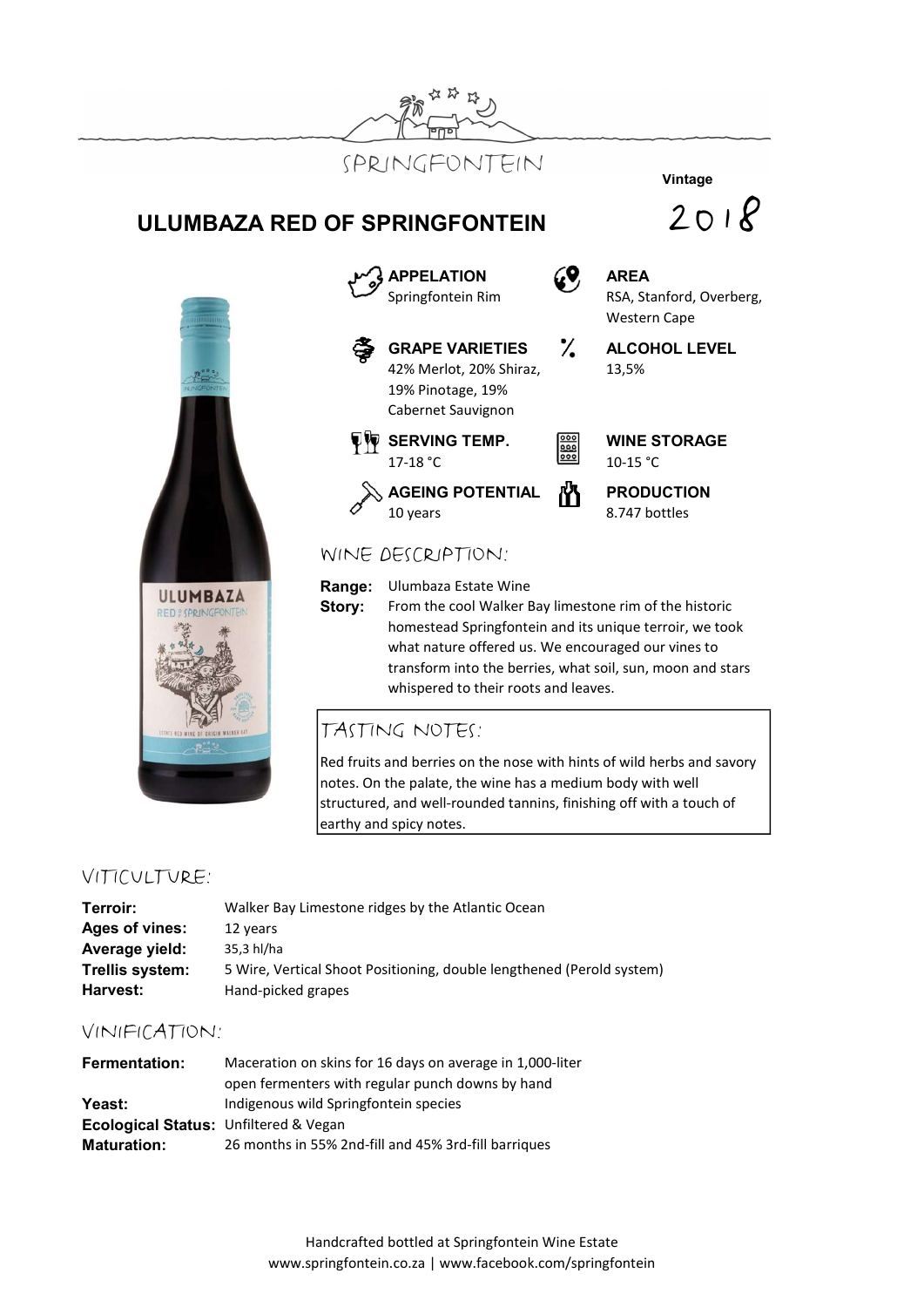SPRINGFONTEIN

Vintage

2018

# ULUMBAZA RED OF SPRINGFONTEIN

**APPELATION**
Springfontein Rim

**AREA**
RSA, Stanford, Overberg, Western Cape

**GRAPE VARIETIES**
42% Merlot, 20% Shiraz, 19% Pinotage, 19% Cabernet Sauvignon

**ALCOHOL LEVEL**
13,5%

**SERVING TEMP.**
17-18 °C

**WINE STORAGE**
10-15 °C

**AGEING POTENTIAL**
10 years

**PRODUCTION**
8.747 bottles

## WINE DESCRIPTION:

**Range:** Ulumbaza Estate Wine

**Story:** From the cool Walker Bay limestone rim of the historic homestead Springfontein and its unique terroir, we took what nature offered us. We encouraged our vines to transform into the berries, what soil, sun, moon and stars whispered to their roots and leaves.

## TASTING NOTES:

Red fruits and berries on the nose with hints of wild herbs and savory notes. On the palate, the wine has a medium body with well structured, and well-rounded tannins, finishing off with a touch of earthy and spicy notes.

## VITICULTURE:

**Terroir:** Walker Bay Limestone ridges by the Atlantic Ocean

**Ages of vines:** 12 years

**Average yield:** 35,3 hl/ha

**Trellis system:** 5 Wire, Vertical Shoot Positioning, double lengthened (Perold system)

**Harvest:** Hand-picked grapes

## VINIFICATION:

**Fermentation:** Maceration on skins for 16 days on average in 1,000-liter open fermenters with regular punch downs by hand

**Yeast:** Indigenous wild Springfontein species

**Ecological Status:** Unfiltered & Vegan

**Maturation:** 26 months in 55% 2nd-fill and 45% 3rd-fill barriques

Handcrafted bottled at Springfontein Wine Estate
www.springfontein.co.za | www.facebook.com/springfontein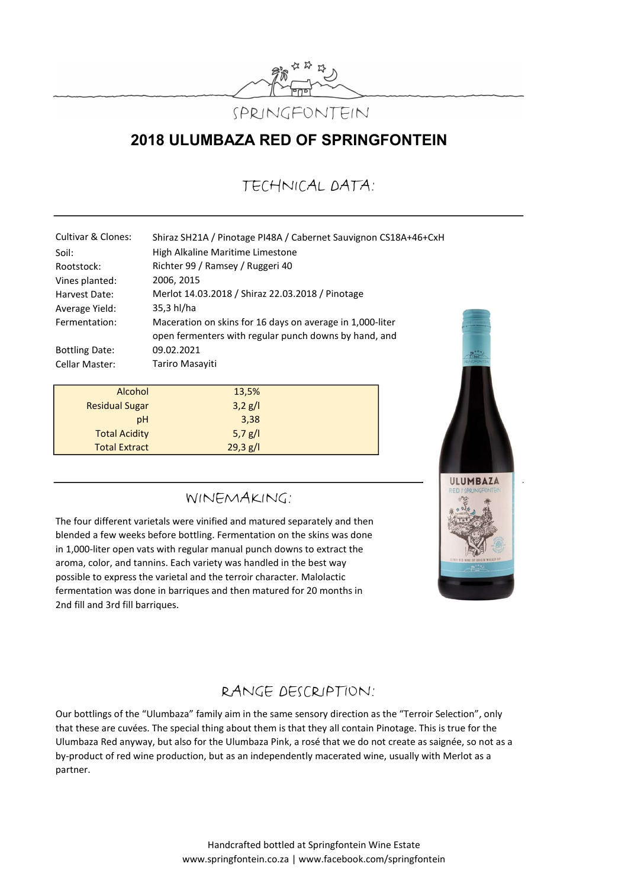SPRINGFONTEIN

# 2018 ULUMBAZA RED OF SPRINGFONTEIN

## TECHNICAL DATA:

| | |
|---|---|
| Cultivar & Clones: | Shiraz SH21A / Pinotage PI48A / Cabernet Sauvignon CS18A+46+CxH |
| Soil: | High Alkaline Maritime Limestone |
| Rootstock: | Richter 99 / Ramsey / Ruggeri 40 |
| Vines planted: | 2006, 2015 |
| Harvest Date: | Merlot 14.03.2018 / Shiraz 22.03.2018 / Pinotage |
| Average Yield: | 35,3 hl/ha |
| Fermentation: | Maceration on skins for 16 days on average in 1,000-liter open fermenters with regular punch downs by hand, and |
| Bottling Date: | 09.02.2021 |
| Cellar Master: | Tariro Masayiti |

| | |
|---|---|
| Alcohol | 13,5% |
| Residual Sugar | 3,2 g/l |
| pH | 3,38 |
| Total Acidity | 5,7 g/l |
| Total Extract | 29,3 g/l |

## WINEMAKING:

The four different varietals were vinified and matured separately and then blended a few weeks before bottling. Fermentation on the skins was done in 1,000-liter open vats with regular manual punch downs to extract the aroma, color, and tannins. Each variety was handled in the best way possible to express the varietal and the terroir character. Malolactic fermentation was done in barriques and then matured for 20 months in 2nd fill and 3rd fill barriques.

## RANGE DESCRIPTION:

Our bottlings of the "Ulumbaza" family aim in the same sensory direction as the "Terroir Selection", only that these are cuvées. The special thing about them is that they all contain Pinotage. This is true for the Ulumbaza Red anyway, but also for the Ulumbaza Pink, a rosé that we do not create as saignée, so not as a by-product of red wine production, but as an independently macerated wine, usually with Merlot as a partner.

Handcrafted bottled at Springfontein Wine Estate
www.springfontein.co.za | www.facebook.com/springfontein